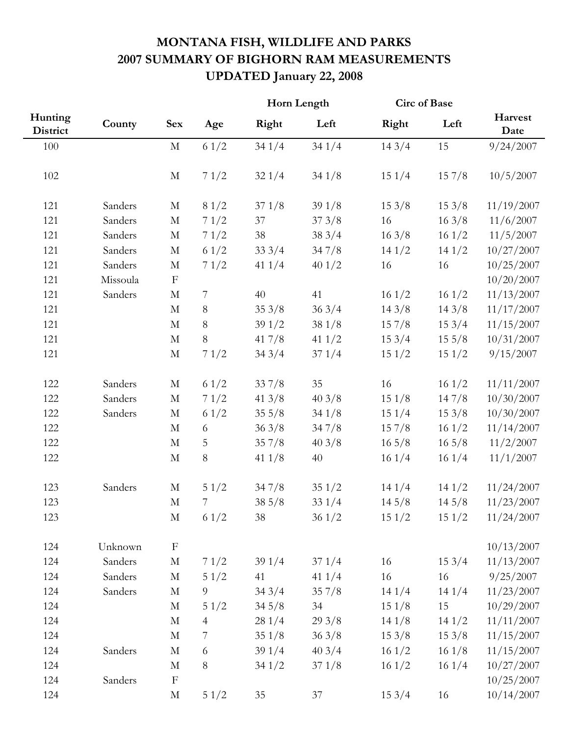# MONTANA FISH, WILDLIFE AND PARKS
# 2007 SUMMARY OF BIGHORN RAM MEASUREMENTS
# UPDATED January 22, 2008

| Hunting District | County | Sex | Age | Horn Length | | Circ of Base | | Harvest Date |
|---|---|---|---|---|---|---|---|---|
| | | | | Right | Left | Right | Left | |
| 100 | | M | 6 1/2 | 34 1/4 | 34 1/4 | 14 3/4 | 15 | 9/24/2007 |
| 102 | | M | 7 1/2 | 32 1/4 | 34 1/8 | 15 1/4 | 15 7/8 | 10/5/2007 |
| 121 | Sanders | M | 8 1/2 | 37 1/8 | 39 1/8 | 15 3/8 | 15 3/8 | 11/19/2007 |
| 121 | Sanders | M | 7 1/2 | 37 | 37 3/8 | 16 | 16 3/8 | 11/6/2007 |
| 121 | Sanders | M | 7 1/2 | 38 | 38 3/4 | 16 3/8 | 16 1/2 | 11/5/2007 |
| 121 | Sanders | M | 6 1/2 | 33 3/4 | 34 7/8 | 14 1/2 | 14 1/2 | 10/27/2007 |
| 121 | Sanders | M | 7 1/2 | 41 1/4 | 40 1/2 | 16 | 16 | 10/25/2007 |
| 121 | Missoula | F | | | | | | 10/20/2007 |
| 121 | Sanders | M | 7 | 40 | 41 | 16 1/2 | 16 1/2 | 11/13/2007 |
| 121 | | M | 8 | 35 3/8 | 36 3/4 | 14 3/8 | 14 3/8 | 11/17/2007 |
| 121 | | M | 8 | 39 1/2 | 38 1/8 | 15 7/8 | 15 3/4 | 11/15/2007 |
| 121 | | M | 8 | 41 7/8 | 41 1/2 | 15 3/4 | 15 5/8 | 10/31/2007 |
| 121 | | M | 7 1/2 | 34 3/4 | 37 1/4 | 15 1/2 | 15 1/2 | 9/15/2007 |
| 122 | Sanders | M | 6 1/2 | 33 7/8 | 35 | 16 | 16 1/2 | 11/11/2007 |
| 122 | Sanders | M | 7 1/2 | 41 3/8 | 40 3/8 | 15 1/8 | 14 7/8 | 10/30/2007 |
| 122 | Sanders | M | 6 1/2 | 35 5/8 | 34 1/8 | 15 1/4 | 15 3/8 | 10/30/2007 |
| 122 | | M | 6 | 36 3/8 | 34 7/8 | 15 7/8 | 16 1/2 | 11/14/2007 |
| 122 | | M | 5 | 35 7/8 | 40 3/8 | 16 5/8 | 16 5/8 | 11/2/2007 |
| 122 | | M | 8 | 41 1/8 | 40 | 16 1/4 | 16 1/4 | 11/1/2007 |
| 123 | Sanders | M | 5 1/2 | 34 7/8 | 35 1/2 | 14 1/4 | 14 1/2 | 11/24/2007 |
| 123 | | M | 7 | 38 5/8 | 33 1/4 | 14 5/8 | 14 5/8 | 11/23/2007 |
| 123 | | M | 6 1/2 | 38 | 36 1/2 | 15 1/2 | 15 1/2 | 11/24/2007 |
| 124 | Unknown | F | | | | | | 10/13/2007 |
| 124 | Sanders | M | 7 1/2 | 39 1/4 | 37 1/4 | 16 | 15 3/4 | 11/13/2007 |
| 124 | Sanders | M | 5 1/2 | 41 | 41 1/4 | 16 | 16 | 9/25/2007 |
| 124 | Sanders | M | 9 | 34 3/4 | 35 7/8 | 14 1/4 | 14 1/4 | 11/23/2007 |
| 124 | | M | 5 1/2 | 34 5/8 | 34 | 15 1/8 | 15 | 10/29/2007 |
| 124 | | M | 4 | 28 1/4 | 29 3/8 | 14 1/8 | 14 1/2 | 11/11/2007 |
| 124 | | M | 7 | 35 1/8 | 36 3/8 | 15 3/8 | 15 3/8 | 11/15/2007 |
| 124 | Sanders | M | 6 | 39 1/4 | 40 3/4 | 16 1/2 | 16 1/8 | 11/15/2007 |
| 124 | | M | 8 | 34 1/2 | 37 1/8 | 16 1/2 | 16 1/4 | 10/27/2007 |
| 124 | Sanders | F | | | | | | 10/25/2007 |
| 124 | | M | 5 1/2 | 35 | 37 | 15 3/4 | 16 | 10/14/2007 |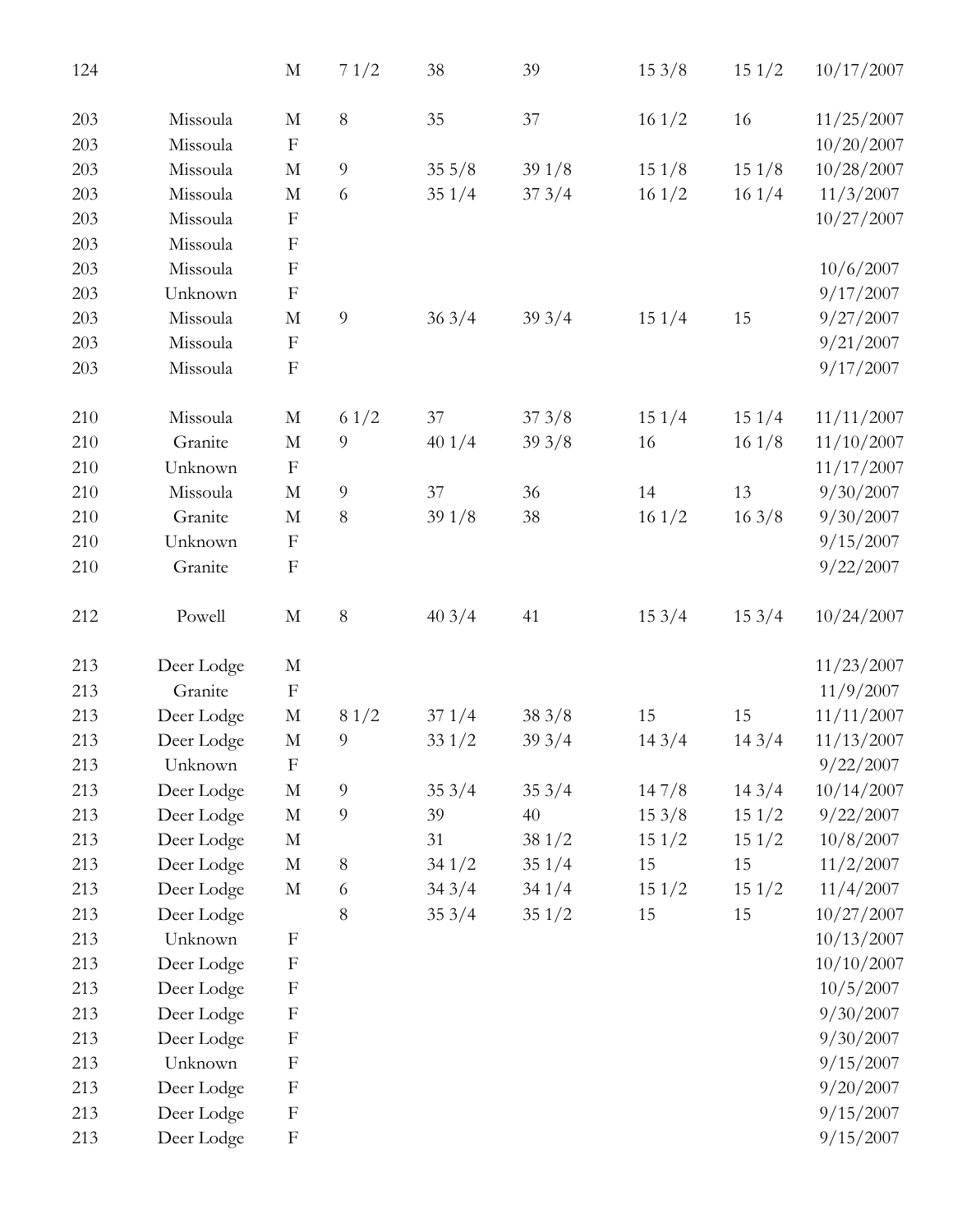| | | | | | | | | |
|---|---|---|---|---|---|---|---|---|
| 124 | | M | 7 1/2 | 38 | 39 | 15 3/8 | 15 1/2 | 10/17/2007 |
| | | | | | | | | |
| 203 | Missoula | M | 8 | 35 | 37 | 16 1/2 | 16 | 11/25/2007 |
| 203 | Missoula | F | | | | | | 10/20/2007 |
| 203 | Missoula | M | 9 | 35 5/8 | 39 1/8 | 15 1/8 | 15 1/8 | 10/28/2007 |
| 203 | Missoula | M | 6 | 35 1/4 | 37 3/4 | 16 1/2 | 16 1/4 | 11/3/2007 |
| 203 | Missoula | F | | | | | | 10/27/2007 |
| 203 | Missoula | F | | | | | | |
| 203 | Missoula | F | | | | | | 10/6/2007 |
| 203 | Unknown | F | | | | | | 9/17/2007 |
| 203 | Missoula | M | 9 | 36 3/4 | 39 3/4 | 15 1/4 | 15 | 9/27/2007 |
| 203 | Missoula | F | | | | | | 9/21/2007 |
| 203 | Missoula | F | | | | | | 9/17/2007 |
| | | | | | | | | |
| 210 | Missoula | M | 6 1/2 | 37 | 37 3/8 | 15 1/4 | 15 1/4 | 11/11/2007 |
| 210 | Granite | M | 9 | 40 1/4 | 39 3/8 | 16 | 16 1/8 | 11/10/2007 |
| 210 | Unknown | F | | | | | | 11/17/2007 |
| 210 | Missoula | M | 9 | 37 | 36 | 14 | 13 | 9/30/2007 |
| 210 | Granite | M | 8 | 39 1/8 | 38 | 16 1/2 | 16 3/8 | 9/30/2007 |
| 210 | Unknown | F | | | | | | 9/15/2007 |
| 210 | Granite | F | | | | | | 9/22/2007 |
| | | | | | | | | |
| 212 | Powell | M | 8 | 40 3/4 | 41 | 15 3/4 | 15 3/4 | 10/24/2007 |
| | | | | | | | | |
| 213 | Deer Lodge | M | | | | | | 11/23/2007 |
| 213 | Granite | F | | | | | | 11/9/2007 |
| 213 | Deer Lodge | M | 8 1/2 | 37 1/4 | 38 3/8 | 15 | 15 | 11/11/2007 |
| 213 | Deer Lodge | M | 9 | 33 1/2 | 39 3/4 | 14 3/4 | 14 3/4 | 11/13/2007 |
| 213 | Unknown | F | | | | | | 9/22/2007 |
| 213 | Deer Lodge | M | 9 | 35 3/4 | 35 3/4 | 14 7/8 | 14 3/4 | 10/14/2007 |
| 213 | Deer Lodge | M | 9 | 39 | 40 | 15 3/8 | 15 1/2 | 9/22/2007 |
| 213 | Deer Lodge | M | | 31 | 38 1/2 | 15 1/2 | 15 1/2 | 10/8/2007 |
| 213 | Deer Lodge | M | 8 | 34 1/2 | 35 1/4 | 15 | 15 | 11/2/2007 |
| 213 | Deer Lodge | M | 6 | 34 3/4 | 34 1/4 | 15 1/2 | 15 1/2 | 11/4/2007 |
| 213 | Deer Lodge | | 8 | 35 3/4 | 35 1/2 | 15 | 15 | 10/27/2007 |
| 213 | Unknown | F | | | | | | 10/13/2007 |
| 213 | Deer Lodge | F | | | | | | 10/10/2007 |
| 213 | Deer Lodge | F | | | | | | 10/5/2007 |
| 213 | Deer Lodge | F | | | | | | 9/30/2007 |
| 213 | Deer Lodge | F | | | | | | 9/30/2007 |
| 213 | Unknown | F | | | | | | 9/15/2007 |
| 213 | Deer Lodge | F | | | | | | 9/20/2007 |
| 213 | Deer Lodge | F | | | | | | 9/15/2007 |
| 213 | Deer Lodge | F | | | | | | 9/15/2007 |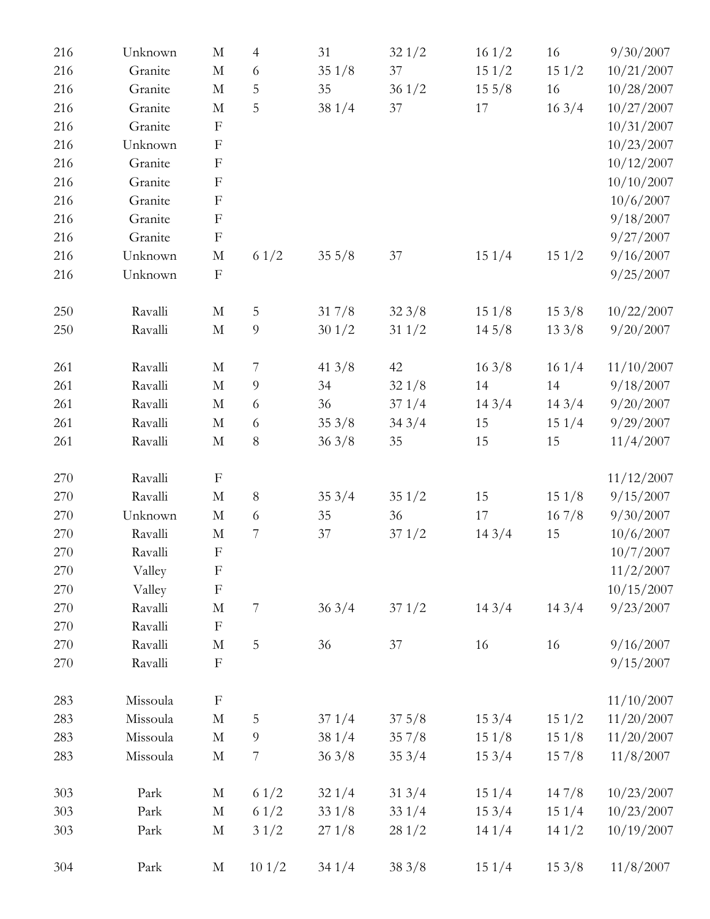| | | | | | | | | |
|---|---|---|---|---|---|---|---|---|
| 216 | Unknown | M | 4 | 31 | 32 1/2 | 16 1/2 | 16 | 9/30/2007 |
| 216 | Granite | M | 6 | 35 1/8 | 37 | 15 1/2 | 15 1/2 | 10/21/2007 |
| 216 | Granite | M | 5 | 35 | 36 1/2 | 15 5/8 | 16 | 10/28/2007 |
| 216 | Granite | M | 5 | 38 1/4 | 37 | 17 | 16 3/4 | 10/27/2007 |
| 216 | Granite | F | | | | | | 10/31/2007 |
| 216 | Unknown | F | | | | | | 10/23/2007 |
| 216 | Granite | F | | | | | | 10/12/2007 |
| 216 | Granite | F | | | | | | 10/10/2007 |
| 216 | Granite | F | | | | | | 10/6/2007 |
| 216 | Granite | F | | | | | | 9/18/2007 |
| 216 | Granite | F | | | | | | 9/27/2007 |
| 216 | Unknown | M | 6 1/2 | 35 5/8 | 37 | 15 1/4 | 15 1/2 | 9/16/2007 |
| 216 | Unknown | F | | | | | | 9/25/2007 |
| | | | | | | | | |
| 250 | Ravalli | M | 5 | 31 7/8 | 32 3/8 | 15 1/8 | 15 3/8 | 10/22/2007 |
| 250 | Ravalli | M | 9 | 30 1/2 | 31 1/2 | 14 5/8 | 13 3/8 | 9/20/2007 |
| | | | | | | | | |
| 261 | Ravalli | M | 7 | 41 3/8 | 42 | 16 3/8 | 16 1/4 | 11/10/2007 |
| 261 | Ravalli | M | 9 | 34 | 32 1/8 | 14 | 14 | 9/18/2007 |
| 261 | Ravalli | M | 6 | 36 | 37 1/4 | 14 3/4 | 14 3/4 | 9/20/2007 |
| 261 | Ravalli | M | 6 | 35 3/8 | 34 3/4 | 15 | 15 1/4 | 9/29/2007 |
| 261 | Ravalli | M | 8 | 36 3/8 | 35 | 15 | 15 | 11/4/2007 |
| | | | | | | | | |
| 270 | Ravalli | F | | | | | | 11/12/2007 |
| 270 | Ravalli | M | 8 | 35 3/4 | 35 1/2 | 15 | 15 1/8 | 9/15/2007 |
| 270 | Unknown | M | 6 | 35 | 36 | 17 | 16 7/8 | 9/30/2007 |
| 270 | Ravalli | M | 7 | 37 | 37 1/2 | 14 3/4 | 15 | 10/6/2007 |
| 270 | Ravalli | F | | | | | | 10/7/2007 |
| 270 | Valley | F | | | | | | 11/2/2007 |
| 270 | Valley | F | | | | | | 10/15/2007 |
| 270 | Ravalli | M | 7 | 36 3/4 | 37 1/2 | 14 3/4 | 14 3/4 | 9/23/2007 |
| 270 | Ravalli | F | | | | | | |
| 270 | Ravalli | M | 5 | 36 | 37 | 16 | 16 | 9/16/2007 |
| 270 | Ravalli | F | | | | | | 9/15/2007 |
| | | | | | | | | |
| 283 | Missoula | F | | | | | | 11/10/2007 |
| 283 | Missoula | M | 5 | 37 1/4 | 37 5/8 | 15 3/4 | 15 1/2 | 11/20/2007 |
| 283 | Missoula | M | 9 | 38 1/4 | 35 7/8 | 15 1/8 | 15 1/8 | 11/20/2007 |
| 283 | Missoula | M | 7 | 36 3/8 | 35 3/4 | 15 3/4 | 15 7/8 | 11/8/2007 |
| | | | | | | | | |
| 303 | Park | M | 6 1/2 | 32 1/4 | 31 3/4 | 15 1/4 | 14 7/8 | 10/23/2007 |
| 303 | Park | M | 6 1/2 | 33 1/8 | 33 1/4 | 15 3/4 | 15 1/4 | 10/23/2007 |
| 303 | Park | M | 3 1/2 | 27 1/8 | 28 1/2 | 14 1/4 | 14 1/2 | 10/19/2007 |
| | | | | | | | | |
| 304 | Park | M | 10 1/2 | 34 1/4 | 38 3/8 | 15 1/4 | 15 3/8 | 11/8/2007 |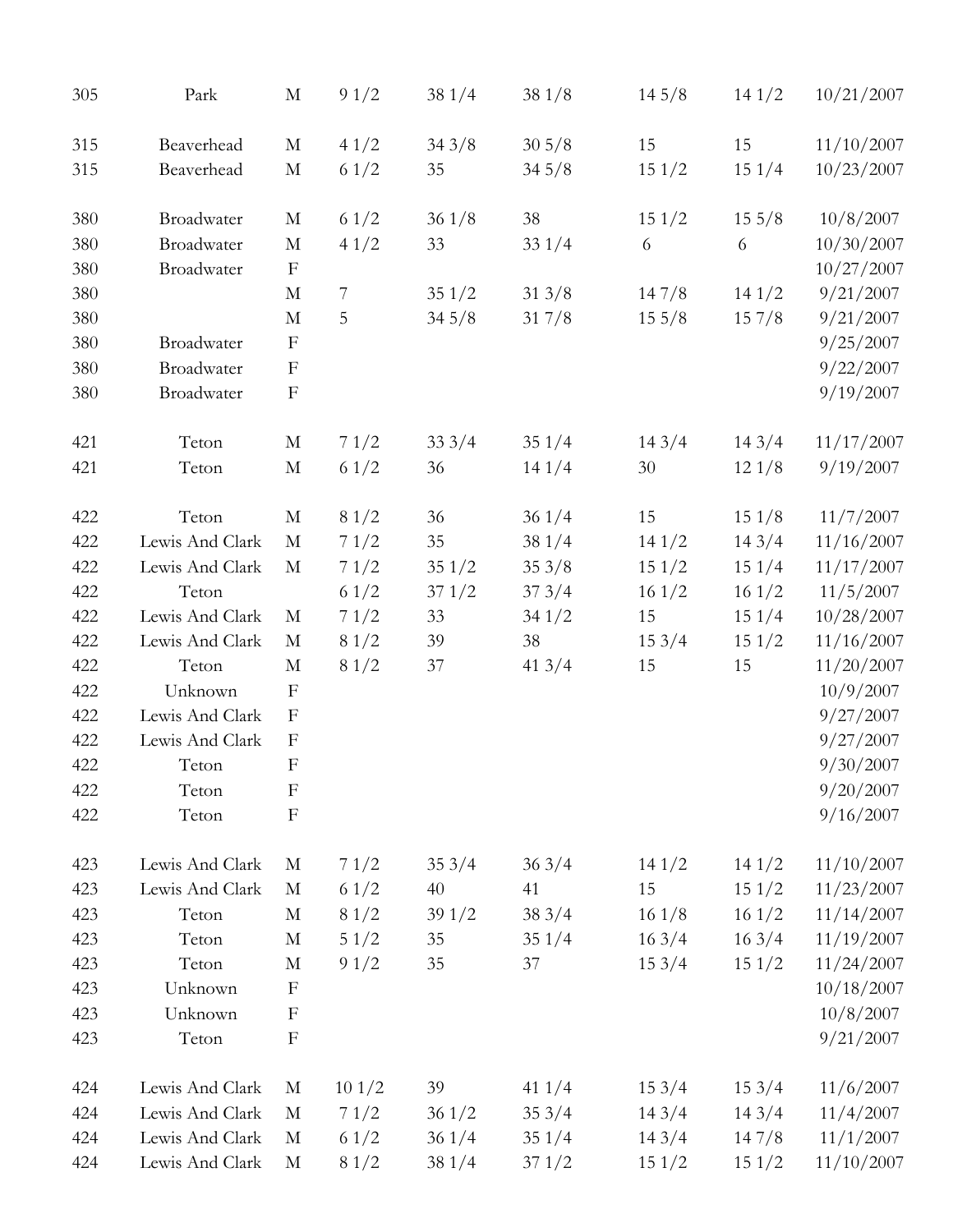| | | | | | | | | |
|---|---|---|---|---|---|---|---|---|
| 305 | Park | M | 9 1/2 | 38 1/4 | 38 1/8 | 14 5/8 | 14 1/2 | 10/21/2007 |
| 315 | Beaverhead | M | 4 1/2 | 34 3/8 | 30 5/8 | 15 | 15 | 11/10/2007 |
| 315 | Beaverhead | M | 6 1/2 | 35 | 34 5/8 | 15 1/2 | 15 1/4 | 10/23/2007 |
| 380 | Broadwater | M | 6 1/2 | 36 1/8 | 38 | 15 1/2 | 15 5/8 | 10/8/2007 |
| 380 | Broadwater | M | 4 1/2 | 33 | 33 1/4 | 6 | 6 | 10/30/2007 |
| 380 | Broadwater | F | | | | | | 10/27/2007 |
| 380 | | M | 7 | 35 1/2 | 31 3/8 | 14 7/8 | 14 1/2 | 9/21/2007 |
| 380 | | M | 5 | 34 5/8 | 31 7/8 | 15 5/8 | 15 7/8 | 9/21/2007 |
| 380 | Broadwater | F | | | | | | 9/25/2007 |
| 380 | Broadwater | F | | | | | | 9/22/2007 |
| 380 | Broadwater | F | | | | | | 9/19/2007 |
| 421 | Teton | M | 7 1/2 | 33 3/4 | 35 1/4 | 14 3/4 | 14 3/4 | 11/17/2007 |
| 421 | Teton | M | 6 1/2 | 36 | 14 1/4 | 30 | 12 1/8 | 9/19/2007 |
| 422 | Teton | M | 8 1/2 | 36 | 36 1/4 | 15 | 15 1/8 | 11/7/2007 |
| 422 | Lewis And Clark | M | 7 1/2 | 35 | 38 1/4 | 14 1/2 | 14 3/4 | 11/16/2007 |
| 422 | Lewis And Clark | M | 7 1/2 | 35 1/2 | 35 3/8 | 15 1/2 | 15 1/4 | 11/17/2007 |
| 422 | Teton | | 6 1/2 | 37 1/2 | 37 3/4 | 16 1/2 | 16 1/2 | 11/5/2007 |
| 422 | Lewis And Clark | M | 7 1/2 | 33 | 34 1/2 | 15 | 15 1/4 | 10/28/2007 |
| 422 | Lewis And Clark | M | 8 1/2 | 39 | 38 | 15 3/4 | 15 1/2 | 11/16/2007 |
| 422 | Teton | M | 8 1/2 | 37 | 41 3/4 | 15 | 15 | 11/20/2007 |
| 422 | Unknown | F | | | | | | 10/9/2007 |
| 422 | Lewis And Clark | F | | | | | | 9/27/2007 |
| 422 | Lewis And Clark | F | | | | | | 9/27/2007 |
| 422 | Teton | F | | | | | | 9/30/2007 |
| 422 | Teton | F | | | | | | 9/20/2007 |
| 422 | Teton | F | | | | | | 9/16/2007 |
| 423 | Lewis And Clark | M | 7 1/2 | 35 3/4 | 36 3/4 | 14 1/2 | 14 1/2 | 11/10/2007 |
| 423 | Lewis And Clark | M | 6 1/2 | 40 | 41 | 15 | 15 1/2 | 11/23/2007 |
| 423 | Teton | M | 8 1/2 | 39 1/2 | 38 3/4 | 16 1/8 | 16 1/2 | 11/14/2007 |
| 423 | Teton | M | 5 1/2 | 35 | 35 1/4 | 16 3/4 | 16 3/4 | 11/19/2007 |
| 423 | Teton | M | 9 1/2 | 35 | 37 | 15 3/4 | 15 1/2 | 11/24/2007 |
| 423 | Unknown | F | | | | | | 10/18/2007 |
| 423 | Unknown | F | | | | | | 10/8/2007 |
| 423 | Teton | F | | | | | | 9/21/2007 |
| 424 | Lewis And Clark | M | 10 1/2 | 39 | 41 1/4 | 15 3/4 | 15 3/4 | 11/6/2007 |
| 424 | Lewis And Clark | M | 7 1/2 | 36 1/2 | 35 3/4 | 14 3/4 | 14 3/4 | 11/4/2007 |
| 424 | Lewis And Clark | M | 6 1/2 | 36 1/4 | 35 1/4 | 14 3/4 | 14 7/8 | 11/1/2007 |
| 424 | Lewis And Clark | M | 8 1/2 | 38 1/4 | 37 1/2 | 15 1/2 | 15 1/2 | 11/10/2007 |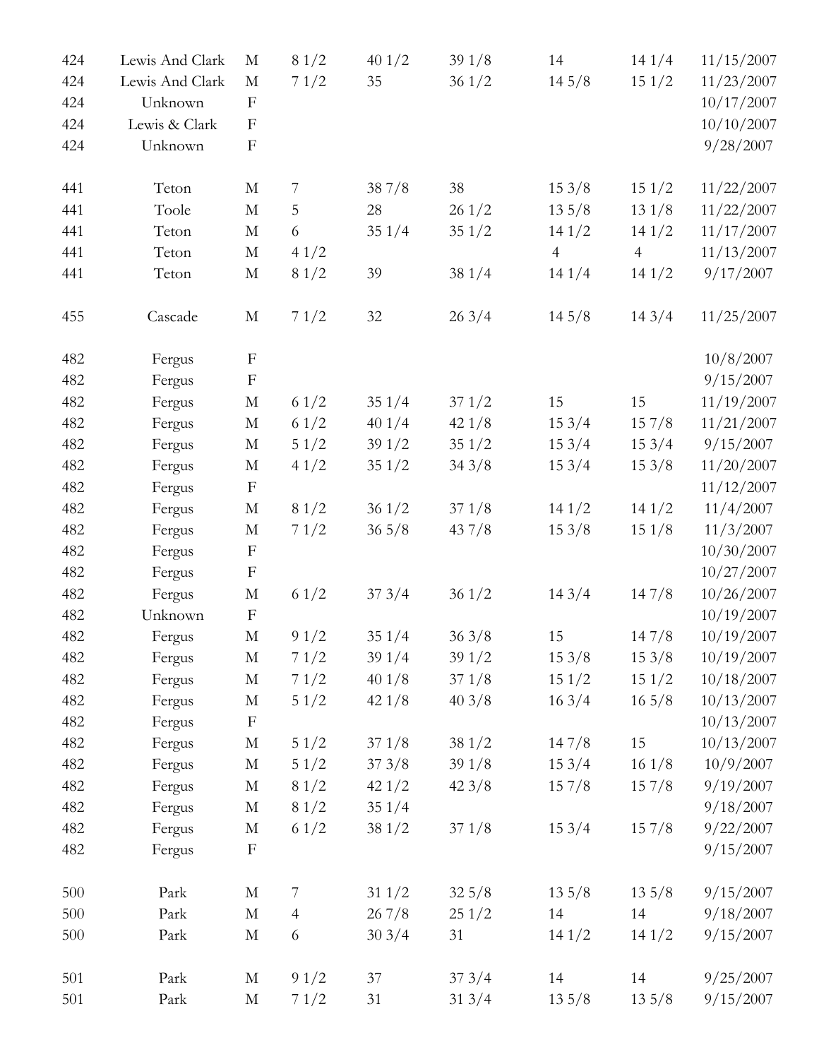| | | | | | | | | |
|---|---|---|---|---|---|---|---|---|
| 424 | Lewis And Clark | M | 8 1/2 | 40 1/2 | 39 1/8 | 14 | 14 1/4 | 11/15/2007 |
| 424 | Lewis And Clark | M | 7 1/2 | 35 | 36 1/2 | 14 5/8 | 15 1/2 | 11/23/2007 |
| 424 | Unknown | F | | | | | | 10/17/2007 |
| 424 | Lewis & Clark | F | | | | | | 10/10/2007 |
| 424 | Unknown | F | | | | | | 9/28/2007 |
| | | | | | | | | |
| 441 | Teton | M | 7 | 38 7/8 | 38 | 15 3/8 | 15 1/2 | 11/22/2007 |
| 441 | Toole | M | 5 | 28 | 26 1/2 | 13 5/8 | 13 1/8 | 11/22/2007 |
| 441 | Teton | M | 6 | 35 1/4 | 35 1/2 | 14 1/2 | 14 1/2 | 11/17/2007 |
| 441 | Teton | M | 4 1/2 | | | 4 | 4 | 11/13/2007 |
| 441 | Teton | M | 8 1/2 | 39 | 38 1/4 | 14 1/4 | 14 1/2 | 9/17/2007 |
| | | | | | | | | |
| 455 | Cascade | M | 7 1/2 | 32 | 26 3/4 | 14 5/8 | 14 3/4 | 11/25/2007 |
| | | | | | | | | |
| 482 | Fergus | F | | | | | | 10/8/2007 |
| 482 | Fergus | F | | | | | | 9/15/2007 |
| 482 | Fergus | M | 6 1/2 | 35 1/4 | 37 1/2 | 15 | 15 | 11/19/2007 |
| 482 | Fergus | M | 6 1/2 | 40 1/4 | 42 1/8 | 15 3/4 | 15 7/8 | 11/21/2007 |
| 482 | Fergus | M | 5 1/2 | 39 1/2 | 35 1/2 | 15 3/4 | 15 3/4 | 9/15/2007 |
| 482 | Fergus | M | 4 1/2 | 35 1/2 | 34 3/8 | 15 3/4 | 15 3/8 | 11/20/2007 |
| 482 | Fergus | F | | | | | | 11/12/2007 |
| 482 | Fergus | M | 8 1/2 | 36 1/2 | 37 1/8 | 14 1/2 | 14 1/2 | 11/4/2007 |
| 482 | Fergus | M | 7 1/2 | 36 5/8 | 43 7/8 | 15 3/8 | 15 1/8 | 11/3/2007 |
| 482 | Fergus | F | | | | | | 10/30/2007 |
| 482 | Fergus | F | | | | | | 10/27/2007 |
| 482 | Fergus | M | 6 1/2 | 37 3/4 | 36 1/2 | 14 3/4 | 14 7/8 | 10/26/2007 |
| 482 | Unknown | F | | | | | | 10/19/2007 |
| 482 | Fergus | M | 9 1/2 | 35 1/4 | 36 3/8 | 15 | 14 7/8 | 10/19/2007 |
| 482 | Fergus | M | 7 1/2 | 39 1/4 | 39 1/2 | 15 3/8 | 15 3/8 | 10/19/2007 |
| 482 | Fergus | M | 7 1/2 | 40 1/8 | 37 1/8 | 15 1/2 | 15 1/2 | 10/18/2007 |
| 482 | Fergus | M | 5 1/2 | 42 1/8 | 40 3/8 | 16 3/4 | 16 5/8 | 10/13/2007 |
| 482 | Fergus | F | | | | | | 10/13/2007 |
| 482 | Fergus | M | 5 1/2 | 37 1/8 | 38 1/2 | 14 7/8 | 15 | 10/13/2007 |
| 482 | Fergus | M | 5 1/2 | 37 3/8 | 39 1/8 | 15 3/4 | 16 1/8 | 10/9/2007 |
| 482 | Fergus | M | 8 1/2 | 42 1/2 | 42 3/8 | 15 7/8 | 15 7/8 | 9/19/2007 |
| 482 | Fergus | M | 8 1/2 | 35 1/4 | | | | 9/18/2007 |
| 482 | Fergus | M | 6 1/2 | 38 1/2 | 37 1/8 | 15 3/4 | 15 7/8 | 9/22/2007 |
| 482 | Fergus | F | | | | | | 9/15/2007 |
| | | | | | | | | |
| 500 | Park | M | 7 | 31 1/2 | 32 5/8 | 13 5/8 | 13 5/8 | 9/15/2007 |
| 500 | Park | M | 4 | 26 7/8 | 25 1/2 | 14 | 14 | 9/18/2007 |
| 500 | Park | M | 6 | 30 3/4 | 31 | 14 1/2 | 14 1/2 | 9/15/2007 |
| | | | | | | | | |
| 501 | Park | M | 9 1/2 | 37 | 37 3/4 | 14 | 14 | 9/25/2007 |
| 501 | Park | M | 7 1/2 | 31 | 31 3/4 | 13 5/8 | 13 5/8 | 9/15/2007 |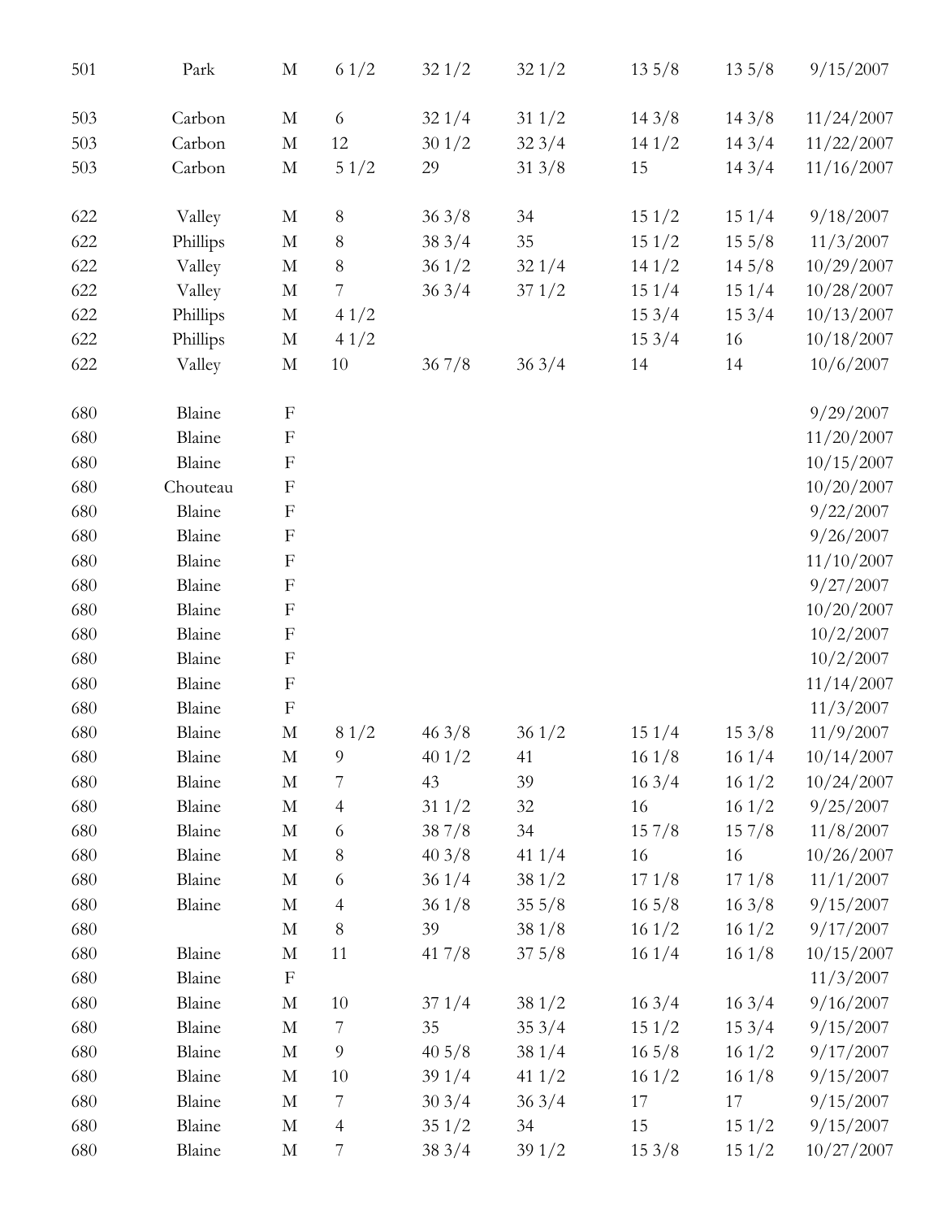| | | | | | | | | |
|---|---|---|---|---|---|---|---|---|
| 501 | Park | M | 6 1/2 | 32 1/2 | 32 1/2 | 13 5/8 | 13 5/8 | 9/15/2007 |
| | | | | | | | | |
| 503 | Carbon | M | 6 | 32 1/4 | 31 1/2 | 14 3/8 | 14 3/8 | 11/24/2007 |
| 503 | Carbon | M | 12 | 30 1/2 | 32 3/4 | 14 1/2 | 14 3/4 | 11/22/2007 |
| 503 | Carbon | M | 5 1/2 | 29 | 31 3/8 | 15 | 14 3/4 | 11/16/2007 |
| | | | | | | | | |
| 622 | Valley | M | 8 | 36 3/8 | 34 | 15 1/2 | 15 1/4 | 9/18/2007 |
| 622 | Phillips | M | 8 | 38 3/4 | 35 | 15 1/2 | 15 5/8 | 11/3/2007 |
| 622 | Valley | M | 8 | 36 1/2 | 32 1/4 | 14 1/2 | 14 5/8 | 10/29/2007 |
| 622 | Valley | M | 7 | 36 3/4 | 37 1/2 | 15 1/4 | 15 1/4 | 10/28/2007 |
| 622 | Phillips | M | 4 1/2 | | | 15 3/4 | 15 3/4 | 10/13/2007 |
| 622 | Phillips | M | 4 1/2 | | | 15 3/4 | 16 | 10/18/2007 |
| 622 | Valley | M | 10 | 36 7/8 | 36 3/4 | 14 | 14 | 10/6/2007 |
| | | | | | | | | |
| 680 | Blaine | F | | | | | | 9/29/2007 |
| 680 | Blaine | F | | | | | | 11/20/2007 |
| 680 | Blaine | F | | | | | | 10/15/2007 |
| 680 | Chouteau | F | | | | | | 10/20/2007 |
| 680 | Blaine | F | | | | | | 9/22/2007 |
| 680 | Blaine | F | | | | | | 9/26/2007 |
| 680 | Blaine | F | | | | | | 11/10/2007 |
| 680 | Blaine | F | | | | | | 9/27/2007 |
| 680 | Blaine | F | | | | | | 10/20/2007 |
| 680 | Blaine | F | | | | | | 10/2/2007 |
| 680 | Blaine | F | | | | | | 10/2/2007 |
| 680 | Blaine | F | | | | | | 11/14/2007 |
| 680 | Blaine | F | | | | | | 11/3/2007 |
| 680 | Blaine | M | 8 1/2 | 46 3/8 | 36 1/2 | 15 1/4 | 15 3/8 | 11/9/2007 |
| 680 | Blaine | M | 9 | 40 1/2 | 41 | 16 1/8 | 16 1/4 | 10/14/2007 |
| 680 | Blaine | M | 7 | 43 | 39 | 16 3/4 | 16 1/2 | 10/24/2007 |
| 680 | Blaine | M | 4 | 31 1/2 | 32 | 16 | 16 1/2 | 9/25/2007 |
| 680 | Blaine | M | 6 | 38 7/8 | 34 | 15 7/8 | 15 7/8 | 11/8/2007 |
| 680 | Blaine | M | 8 | 40 3/8 | 41 1/4 | 16 | 16 | 10/26/2007 |
| 680 | Blaine | M | 6 | 36 1/4 | 38 1/2 | 17 1/8 | 17 1/8 | 11/1/2007 |
| 680 | Blaine | M | 4 | 36 1/8 | 35 5/8 | 16 5/8 | 16 3/8 | 9/15/2007 |
| 680 | | M | 8 | 39 | 38 1/8 | 16 1/2 | 16 1/2 | 9/17/2007 |
| 680 | Blaine | M | 11 | 41 7/8 | 37 5/8 | 16 1/4 | 16 1/8 | 10/15/2007 |
| 680 | Blaine | F | | | | | | 11/3/2007 |
| 680 | Blaine | M | 10 | 37 1/4 | 38 1/2 | 16 3/4 | 16 3/4 | 9/16/2007 |
| 680 | Blaine | M | 7 | 35 | 35 3/4 | 15 1/2 | 15 3/4 | 9/15/2007 |
| 680 | Blaine | M | 9 | 40 5/8 | 38 1/4 | 16 5/8 | 16 1/2 | 9/17/2007 |
| 680 | Blaine | M | 10 | 39 1/4 | 41 1/2 | 16 1/2 | 16 1/8 | 9/15/2007 |
| 680 | Blaine | M | 7 | 30 3/4 | 36 3/4 | 17 | 17 | 9/15/2007 |
| 680 | Blaine | M | 4 | 35 1/2 | 34 | 15 | 15 1/2 | 9/15/2007 |
| 680 | Blaine | M | 7 | 38 3/4 | 39 1/2 | 15 3/8 | 15 1/2 | 10/27/2007 |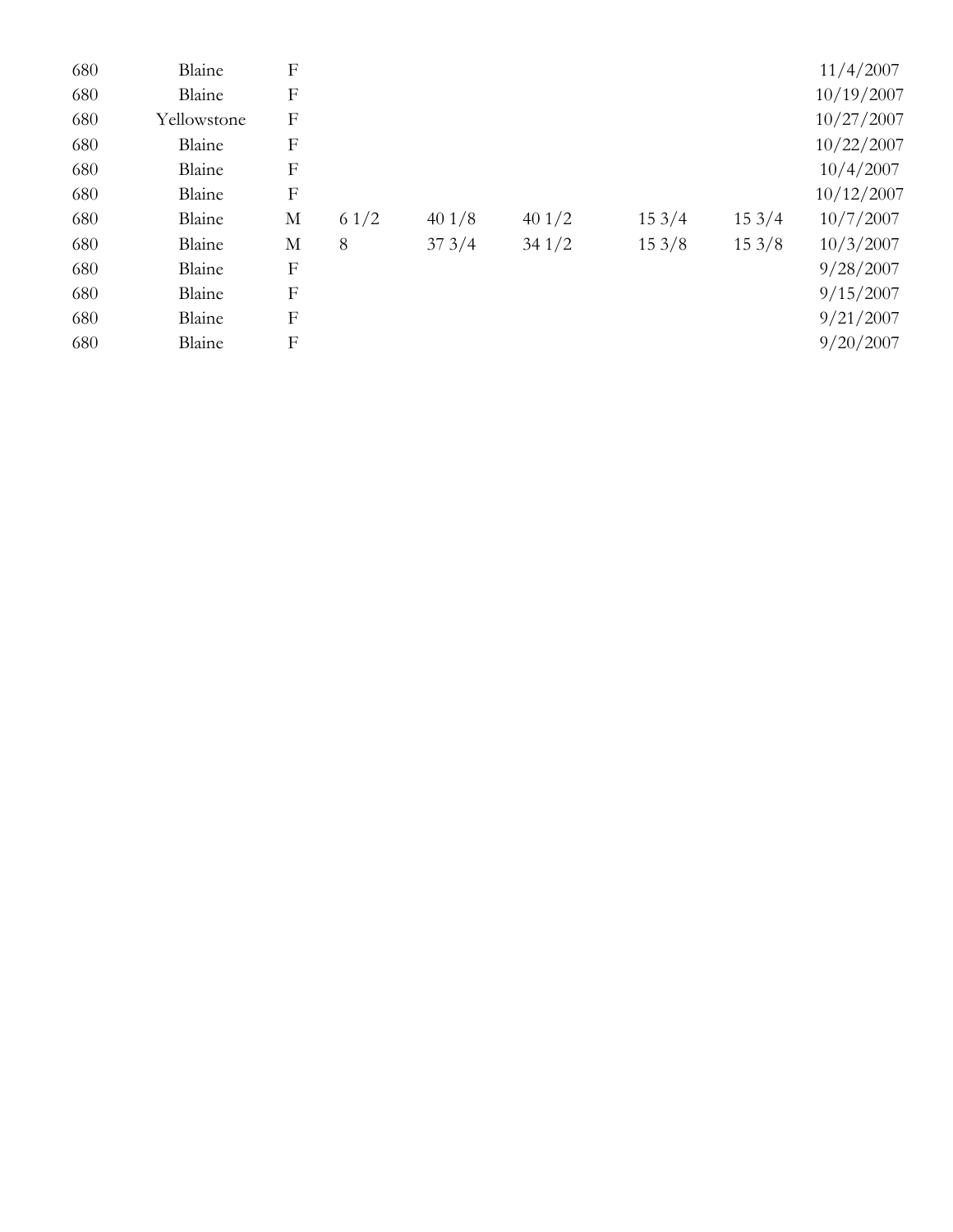| | | | | | | | | |
|---|---|---|---|---|---|---|---|---|
| 680 | Blaine | F | | | | | | 11/4/2007 |
| 680 | Blaine | F | | | | | | 10/19/2007 |
| 680 | Yellowstone | F | | | | | | 10/27/2007 |
| 680 | Blaine | F | | | | | | 10/22/2007 |
| 680 | Blaine | F | | | | | | 10/4/2007 |
| 680 | Blaine | F | | | | | | 10/12/2007 |
| 680 | Blaine | M | 6 1/2 | 40 1/8 | 40 1/2 | 15 3/4 | 15 3/4 | 10/7/2007 |
| 680 | Blaine | M | 8 | 37 3/4 | 34 1/2 | 15 3/8 | 15 3/8 | 10/3/2007 |
| 680 | Blaine | F | | | | | | 9/28/2007 |
| 680 | Blaine | F | | | | | | 9/15/2007 |
| 680 | Blaine | F | | | | | | 9/21/2007 |
| 680 | Blaine | F | | | | | | 9/20/2007 |